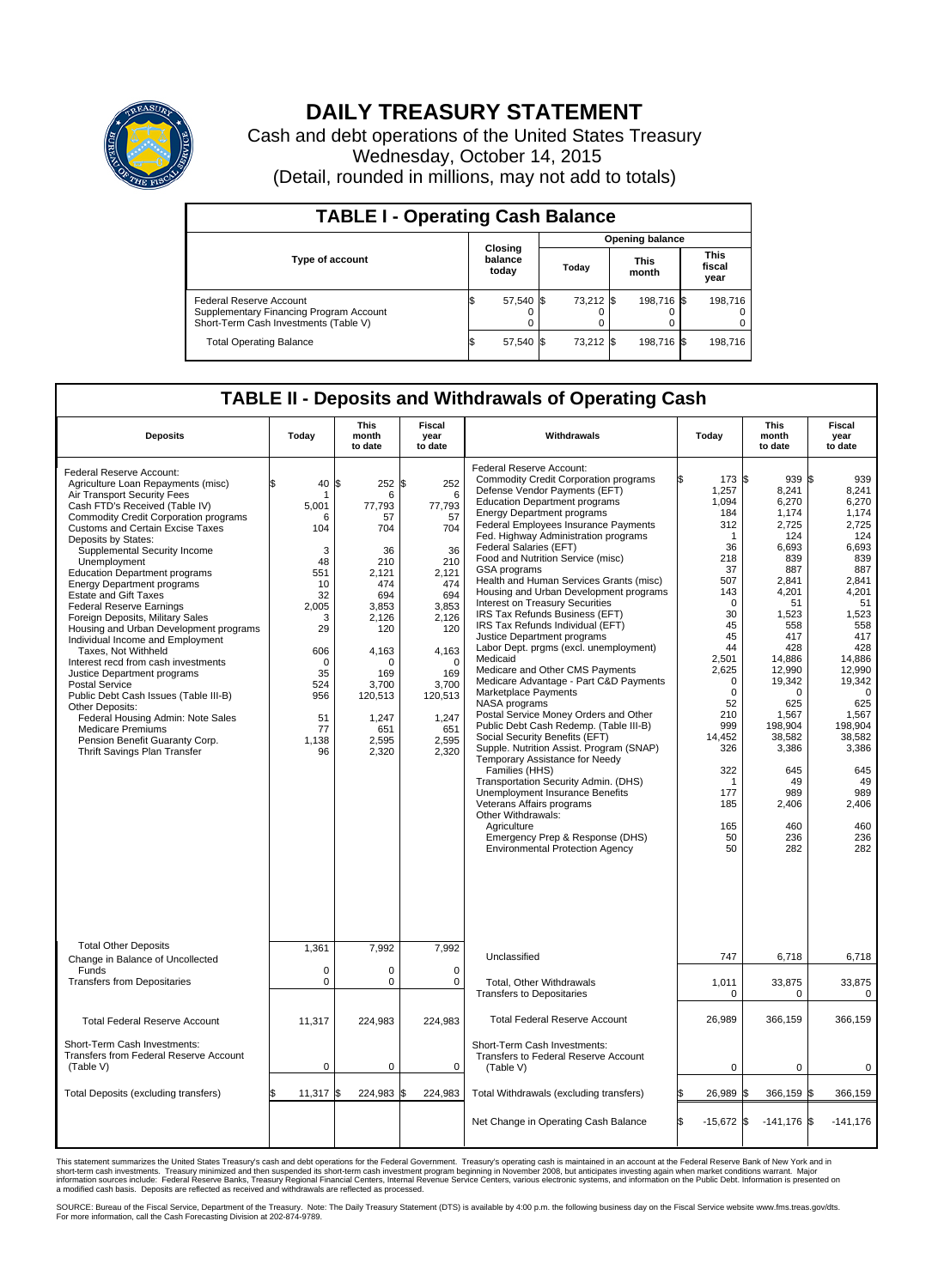# DAILY TREASURY STATEMENT

Cash and debt operations of the United States Treasury
Wednesday, October 14, 2015
(Detail, rounded in millions, may not add to totals)

## TABLE I - Operating Cash Balance

| Type of account | Closing balance today | Opening balance Today | Opening balance This month | Opening balance This fiscal year |
|---|---|---|---|---|
| Federal Reserve Account | $ 57,540 | $ 73,212 | $ 198,716 | $ 198,716 |
| Supplementary Financing Program Account | 0 | 0 | 0 | 0 |
| Short-Term Cash Investments (Table V) | 0 | 0 | 0 | 0 |
| Total Operating Balance | $ 57,540 | $ 73,212 | $ 198,716 | $ 198,716 |

## TABLE II - Deposits and Withdrawals of Operating Cash

| Deposits | Today | This month to date | Fiscal year to date |
|---|---|---|---|
| Federal Reserve Account: | | | |
| Agriculture Loan Repayments (misc) | $ 40 | $ 252 | $ 252 |
| Air Transport Security Fees | 1 | 6 | 6 |
| Cash FTD's Received (Table IV) | 5,001 | 77,793 | 77,793 |
| Commodity Credit Corporation programs | 6 | 57 | 57 |
| Customs and Certain Excise Taxes | 104 | 704 | 704 |
| Deposits by States: | | | |
| Supplemental Security Income | 3 | 36 | 36 |
| Unemployment | 48 | 210 | 210 |
| Education Department programs | 551 | 2,121 | 2,121 |
| Energy Department programs | 10 | 474 | 474 |
| Estate and Gift Taxes | 32 | 694 | 694 |
| Federal Reserve Earnings | 2,005 | 3,853 | 3,853 |
| Foreign Deposits, Military Sales | 3 | 2,126 | 2,126 |
| Housing and Urban Development programs | 29 | 120 | 120 |
| Individual Income and Employment Taxes, Not Withheld | 606 | 4,163 | 4,163 |
| Interest recd from cash investments | 0 | 0 | 0 |
| Justice Department programs | 35 | 169 | 169 |
| Postal Service | 524 | 3,700 | 3,700 |
| Public Debt Cash Issues (Table III-B) | 956 | 120,513 | 120,513 |
| Other Deposits: | | | |
| Federal Housing Admin: Note Sales | 51 | 1,247 | 1,247 |
| Medicare Premiums | 77 | 651 | 651 |
| Pension Benefit Guaranty Corp. | 1,138 | 2,595 | 2,595 |
| Thrift Savings Plan Transfer | 96 | 2,320 | 2,320 |
| Total Other Deposits | 1,361 | 7,992 | 7,992 |
| Change in Balance of Uncollected Funds | 0 | 0 | 0 |
| Transfers from Depositaries | 0 | 0 | 0 |
| Total Federal Reserve Account | 11,317 | 224,983 | 224,983 |
| Short-Term Cash Investments: Transfers from Federal Reserve Account (Table V) | 0 | 0 | 0 |
| Total Deposits (excluding transfers) | $ 11,317 | $ 224,983 | $ 224,983 |

| Withdrawals | Today | This month to date | Fiscal year to date |
|---|---|---|---|
| Federal Reserve Account: | | | |
| Commodity Credit Corporation programs | $ 173 | $ 939 | $ 939 |
| Defense Vendor Payments (EFT) | 1,257 | 8,241 | 8,241 |
| Education Department programs | 1,094 | 6,270 | 6,270 |
| Energy Department programs | 184 | 1,174 | 1,174 |
| Federal Employees Insurance Payments | 312 | 2,725 | 2,725 |
| Fed. Highway Administration programs | 1 | 124 | 124 |
| Federal Salaries (EFT) | 36 | 6,693 | 6,693 |
| Food and Nutrition Service (misc) | 218 | 839 | 839 |
| GSA programs | 37 | 887 | 887 |
| Health and Human Services Grants (misc) | 507 | 2,841 | 2,841 |
| Housing and Urban Development programs | 143 | 4,201 | 4,201 |
| Interest on Treasury Securities | 0 | 51 | 51 |
| IRS Tax Refunds Business (EFT) | 30 | 1,523 | 1,523 |
| IRS Tax Refunds Individual (EFT) | 45 | 558 | 558 |
| Justice Department programs | 45 | 417 | 417 |
| Labor Dept. prgms (excl. unemployment) | 44 | 428 | 428 |
| Medicaid | 2,501 | 14,886 | 14,886 |
| Medicare and Other CMS Payments | 2,625 | 12,990 | 12,990 |
| Medicare Advantage - Part C&D Payments | 0 | 19,342 | 19,342 |
| Marketplace Payments | 0 | 0 | 0 |
| NASA programs | 52 | 625 | 625 |
| Postal Service Money Orders and Other | 210 | 1,567 | 1,567 |
| Public Debt Cash Redemp. (Table III-B) | 999 | 198,904 | 198,904 |
| Social Security Benefits (EFT) | 14,452 | 38,582 | 38,582 |
| Supple. Nutrition Assist. Program (SNAP) | 326 | 3,386 | 3,386 |
| Temporary Assistance for Needy Families (HHS) | 322 | 645 | 645 |
| Transportation Security Admin. (DHS) | 1 | 49 | 49 |
| Unemployment Insurance Benefits | 177 | 989 | 989 |
| Veterans Affairs programs | 185 | 2,406 | 2,406 |
| Other Withdrawals: | | | |
| Agriculture | 165 | 460 | 460 |
| Emergency Prep & Response (DHS) | 50 | 236 | 236 |
| Environmental Protection Agency | 50 | 282 | 282 |
| Unclassified | 747 | 6,718 | 6,718 |
| Total, Other Withdrawals | 1,011 | 33,875 | 33,875 |
| Transfers to Depositaries | 0 | 0 | 0 |
| Total Federal Reserve Account | 26,989 | 366,159 | 366,159 |
| Short-Term Cash Investments: Transfers to Federal Reserve Account (Table V) | 0 | 0 | 0 |
| Total Withdrawals (excluding transfers) | $ 26,989 | $ 366,159 | $ 366,159 |
| Net Change in Operating Cash Balance | $ -15,672 | $ -141,176 | $ -141,176 |

This statement summarizes the United States Treasury's cash and debt operations for the Federal Government. Treasury's operating cash is maintained in an account at the Federal Reserve Bank of New York and in short-term cash investments. Treasury minimized and then suspended its short-term cash investment program beginning in November 2008, but anticipates investing again when market conditions warrant. Major information sources include: Federal Reserve Banks, Treasury Regional Financial Centers, Internal Revenue Service Centers, various electronic systems, and information on the Public Debt. Information is presented on a modified cash basis. Deposits are reflected as received and withdrawals are reflected as processed.

SOURCE: Bureau of the Fiscal Service, Department of the Treasury. Note: The Daily Treasury Statement (DTS) is available by 4:00 p.m. the following business day on the Fiscal Service website www.fms.treas.gov/dts. For more information, call the Cash Forecasting Division at 202-874-9789.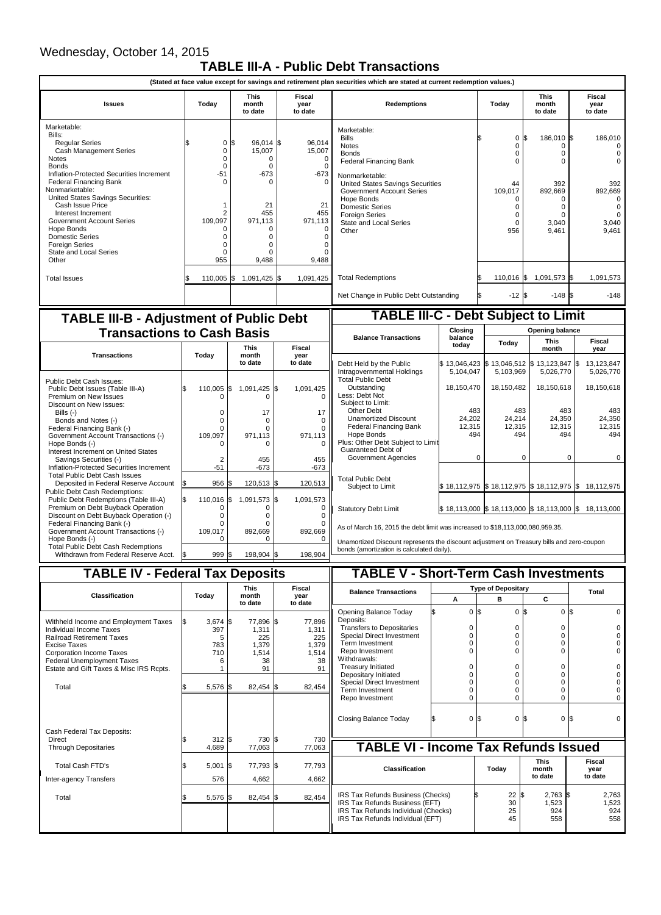Wednesday, October 14, 2015

# TABLE III-A - Public Debt Transactions

(Stated at face value except for savings and retirement plan securities which are stated at current redemption values.)

| Issues | Today | This month to date | Fiscal year to date |
|---|---|---|---|
| Marketable: | | | |
| Bills: | | | |
| Regular Series | $ 0 | $ 96,014 | $ 96,014 |
| Cash Management Series | 0 | 15,007 | 15,007 |
| Notes | 0 | 0 | 0 |
| Bonds | 0 | 0 | 0 |
| Inflation-Protected Securities Increment | -51 | -673 | -673 |
| Federal Financing Bank | 0 | 0 | 0 |
| Nonmarketable: | | | |
| United States Savings Securities: | | | |
| Cash Issue Price | 1 | 21 | 21 |
| Interest Increment | 2 | 455 | 455 |
| Government Account Series | 109,097 | 971,113 | 971,113 |
| Hope Bonds | 0 | 0 | 0 |
| Domestic Series | 0 | 0 | 0 |
| Foreign Series | 0 | 0 | 0 |
| State and Local Series | 0 | 0 | 0 |
| Other | 955 | 9,488 | 9,488 |
| Total Issues | $ 110,005 | $ 1,091,425 | $ 1,091,425 |

| Redemptions | Today | This month to date | Fiscal year to date |
|---|---|---|---|
| Marketable: | | | |
| Bills | $ 0 | $ 186,010 | $ 186,010 |
| Notes | 0 | 0 | 0 |
| Bonds | 0 | 0 | 0 |
| Federal Financing Bank | 0 | 0 | 0 |
| Nonmarketable: | | | |
| United States Savings Securities | 44 | 392 | 392 |
| Government Account Series | 109,017 | 892,669 | 892,669 |
| Hope Bonds | 0 | 0 | 0 |
| Domestic Series | 0 | 0 | 0 |
| Foreign Series | 0 | 0 | 0 |
| State and Local Series | 0 | 3,040 | 3,040 |
| Other | 956 | 9,461 | 9,461 |
| Total Redemptions | $ 110,016 | $ 1,091,573 | $ 1,091,573 |
| Net Change in Public Debt Outstanding | $ -12 | $ -148 | $ -148 |

# TABLE III-B - Adjustment of Public Debt Transactions to Cash Basis

| Transactions | Today | This month to date | Fiscal year to date |
|---|---|---|---|
| Public Debt Cash Issues: | | | |
| Public Debt Issues (Table III-A) | $ 110,005 | $ 1,091,425 | $ 1,091,425 |
| Premium on New Issues | 0 | 0 | 0 |
| Discount on New Issues: | | | |
| Bills (-) | 0 | 17 | 17 |
| Bonds and Notes (-) | 0 | 0 | 0 |
| Federal Financing Bank (-) | 0 | 0 | 0 |
| Government Account Transactions (-) | 109,097 | 971,113 | 971,113 |
| Hope Bonds (-) | 0 | 0 | 0 |
| Interest Increment on United States Savings Securities (-) | 2 | 455 | 455 |
| Inflation-Protected Securities Increment | -51 | -673 | -673 |
| Total Public Debt Cash Issues Deposited in Federal Reserve Account | $ 956 | $ 120,513 | $ 120,513 |
| Public Debt Cash Redemptions: | | | |
| Public Debt Redemptions (Table III-A) | $ 110,016 | $ 1,091,573 | $ 1,091,573 |
| Premium on Debt Buyback Operation | 0 | 0 | 0 |
| Discount on Debt Buyback Operation (-) | 0 | 0 | 0 |
| Federal Financing Bank (-) | 0 | 0 | 0 |
| Government Account Transactions (-) | 109,017 | 892,669 | 892,669 |
| Hope Bonds (-) | 0 | 0 | 0 |
| Total Public Debt Cash Redemptions Withdrawn from Federal Reserve Acct. | $ 999 | $ 198,904 | $ 198,904 |

# TABLE III-C - Debt Subject to Limit

| Balance Transactions | Closing balance today | Opening balance Today | Opening balance This month | Opening balance Fiscal year |
|---|---|---|---|---|
| Debt Held by the Public | $ 13,046,423 | $ 13,046,512 | $ 13,123,847 | $ 13,123,847 |
| Intragovernmental Holdings | 5,104,047 | 5,103,969 | 5,026,770 | 5,026,770 |
| Total Public Debt Outstanding | 18,150,470 | 18,150,482 | 18,150,618 | 18,150,618 |
| Less: Debt Not Subject to Limit: | | | | |
| Other Debt | 483 | 483 | 483 | 483 |
| Unamortized Discount | 24,202 | 24,214 | 24,350 | 24,350 |
| Federal Financing Bank | 12,315 | 12,315 | 12,315 | 12,315 |
| Hope Bonds | 494 | 494 | 494 | 494 |
| Plus: Other Debt Subject to Limit | | | | |
| Guaranteed Debt of Government Agencies | 0 | 0 | 0 | 0 |
| Total Public Debt Subject to Limit | $ 18,112,975 | $ 18,112,975 | $ 18,112,975 | $ 18,112,975 |
| Statutory Debt Limit | $ 18,113,000 | $ 18,113,000 | $ 18,113,000 | $ 18,113,000 |

As of March 16, 2015 the debt limit was increased to $18,113,000,080,959.35.

Unamortized Discount represents the discount adjustment on Treasury bills and zero-coupon bonds (amortization is calculated daily).

# TABLE IV - Federal Tax Deposits

| Classification | Today | This month to date | Fiscal year to date |
|---|---|---|---|
| Withheld Income and Employment Taxes | $ 3,674 | $ 77,896 | $ 77,896 |
| Individual Income Taxes | 397 | 1,311 | 1,311 |
| Railroad Retirement Taxes | 5 | 225 | 225 |
| Excise Taxes | 783 | 1,379 | 1,379 |
| Corporation Income Taxes | 710 | 1,514 | 1,514 |
| Federal Unemployment Taxes | 6 | 38 | 38 |
| Estate and Gift Taxes & Misc IRS Rcpts. | 1 | 91 | 91 |
| Total | $ 5,576 | $ 82,454 | $ 82,454 |
| Cash Federal Tax Deposits: | | | |
| Direct | $ 312 | $ 730 | $ 730 |
| Through Depositaries | 4,689 | 77,063 | 77,063 |
| Total Cash FTD's | $ 5,001 | $ 77,793 | $ 77,793 |
| Inter-agency Transfers | 576 | 4,662 | 4,662 |
| Total | $ 5,576 | $ 82,454 | $ 82,454 |

# TABLE V - Short-Term Cash Investments

| Balance Transactions | Type of Depositary A | Type of Depositary B | Type of Depositary C | Total |
|---|---|---|---|---|
| Opening Balance Today | $ 0 | $ 0 | $ 0 | $ 0 |
| Deposits: | | | | |
| Transfers to Depositaries | 0 | 0 | 0 | 0 |
| Special Direct Investment | 0 | 0 | 0 | 0 |
| Term Investment | 0 | 0 | 0 | 0 |
| Repo Investment | 0 | 0 | 0 | 0 |
| Withdrawals: | | | | |
| Treasury Initiated | 0 | 0 | 0 | 0 |
| Depositary Initiated | 0 | 0 | 0 | 0 |
| Special Direct Investment | 0 | 0 | 0 | 0 |
| Term Investment | 0 | 0 | 0 | 0 |
| Repo Investment | 0 | 0 | 0 | 0 |
| Closing Balance Today | $ 0 | $ 0 | $ 0 | $ 0 |

# TABLE VI - Income Tax Refunds Issued

| Classification | Today | This month to date | Fiscal year to date |
|---|---|---|---|
| IRS Tax Refunds Business (Checks) | $ 22 | $ 2,763 | $ 2,763 |
| IRS Tax Refunds Business (EFT) | 30 | 1,523 | 1,523 |
| IRS Tax Refunds Individual (Checks) | 25 | 924 | 924 |
| IRS Tax Refunds Individual (EFT) | 45 | 558 | 558 |